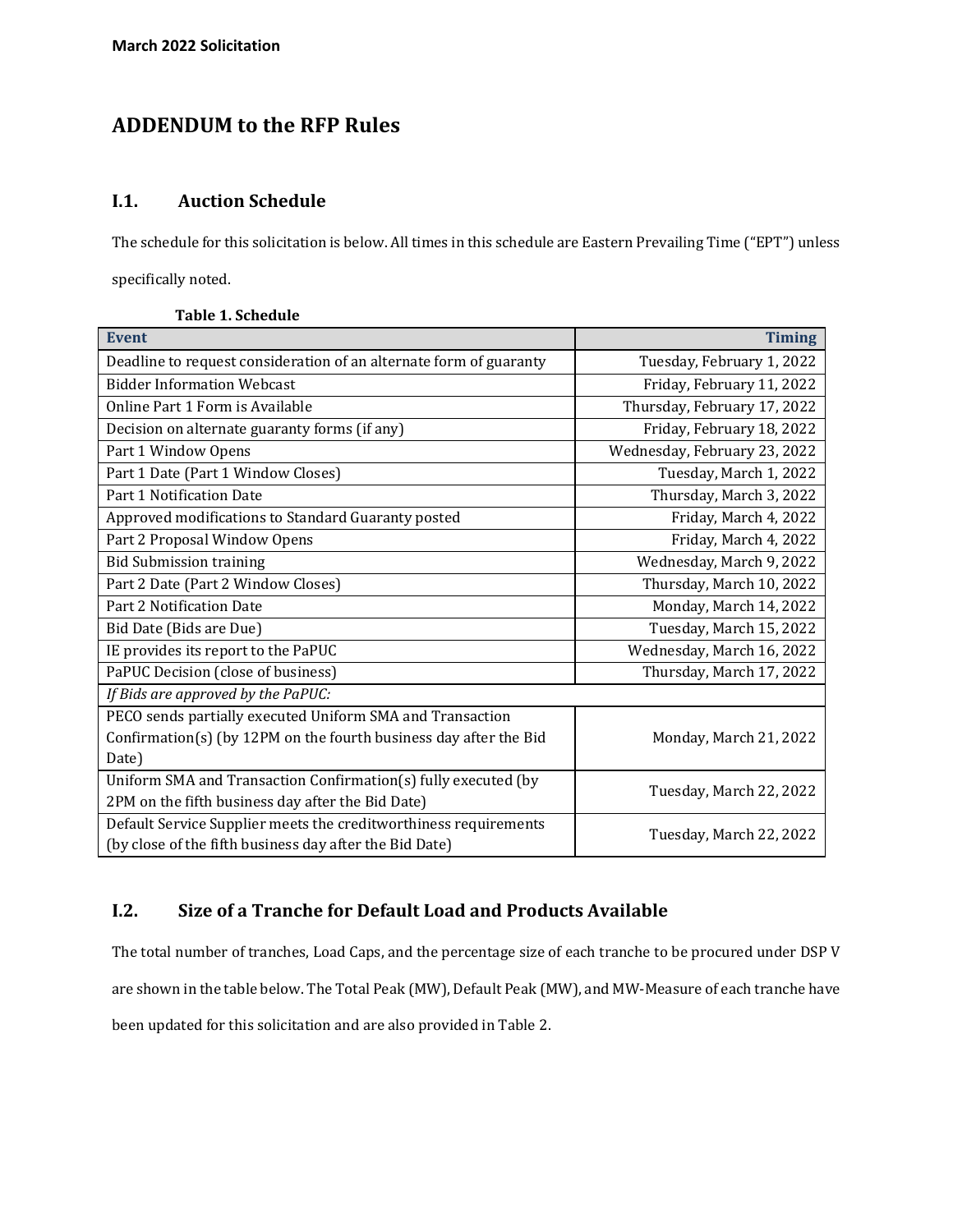**March 2022 Solicitation**

# ADDENDUM to the RFP Rules

## I.1. Auction Schedule

The schedule for this solicitation is below. All times in this schedule are Eastern Prevailing Time ("EPT") unless specifically noted.

**Table 1. Schedule**

| Event | Timing |
|---|---|
| Deadline to request consideration of an alternate form of guaranty | Tuesday, February 1, 2022 |
| Bidder Information Webcast | Friday, February 11, 2022 |
| Online Part 1 Form is Available | Thursday, February 17, 2022 |
| Decision on alternate guaranty forms (if any) | Friday, February 18, 2022 |
| Part 1 Window Opens | Wednesday, February 23, 2022 |
| Part 1 Date (Part 1 Window Closes) | Tuesday, March 1, 2022 |
| Part 1 Notification Date | Thursday, March 3, 2022 |
| Approved modifications to Standard Guaranty posted | Friday, March 4, 2022 |
| Part 2 Proposal Window Opens | Friday, March 4, 2022 |
| Bid Submission training | Wednesday, March 9, 2022 |
| Part 2 Date (Part 2 Window Closes) | Thursday, March 10, 2022 |
| Part 2 Notification Date | Monday, March 14, 2022 |
| Bid Date (Bids are Due) | Tuesday, March 15, 2022 |
| IE provides its report to the PaPUC | Wednesday, March 16, 2022 |
| PaPUC Decision (close of business) | Thursday, March 17, 2022 |
| *If Bids are approved by the PaPUC:* | |
| PECO sends partially executed Uniform SMA and Transaction Confirmation(s) (by 12PM on the fourth business day after the Bid Date) | Monday, March 21, 2022 |
| Uniform SMA and Transaction Confirmation(s) fully executed (by 2PM on the fifth business day after the Bid Date) | Tuesday, March 22, 2022 |
| Default Service Supplier meets the creditworthiness requirements (by close of the fifth business day after the Bid Date) | Tuesday, March 22, 2022 |

## I.2. Size of a Tranche for Default Load and Products Available

The total number of tranches, Load Caps, and the percentage size of each tranche to be procured under DSP V are shown in the table below. The Total Peak (MW), Default Peak (MW), and MW-Measure of each tranche have been updated for this solicitation and are also provided in Table 2.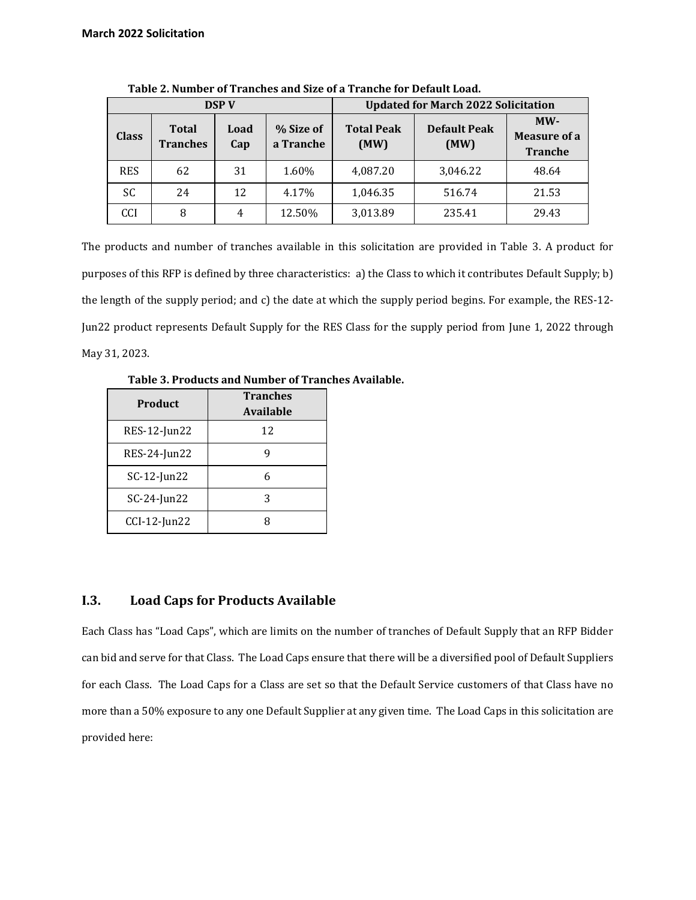**Table 2. Number of Tranches and Size of a Tranche for Default Load.**

| DSP V | | | | Updated for March 2022 Solicitation | | |
|---|---|---|---|---|---|---|
| Class | Total Tranches | Load Cap | % Size of a Tranche | Total Peak (MW) | Default Peak (MW) | MW-Measure of a Tranche |
| RES | 62 | 31 | 1.60% | 4,087.20 | 3,046.22 | 48.64 |
| SC | 24 | 12 | 4.17% | 1,046.35 | 516.74 | 21.53 |
| CCI | 8 | 4 | 12.50% | 3,013.89 | 235.41 | 29.43 |

The products and number of tranches available in this solicitation are provided in Table 3. A product for purposes of this RFP is defined by three characteristics: a) the Class to which it contributes Default Supply; b) the length of the supply period; and c) the date at which the supply period begins. For example, the RES-12-Jun22 product represents Default Supply for the RES Class for the supply period from June 1, 2022 through May 31, 2023.

**Table 3. Products and Number of Tranches Available.**

| Product | Tranches Available |
|---|---|
| RES-12-Jun22 | 12 |
| RES-24-Jun22 | 9 |
| SC-12-Jun22 | 6 |
| SC-24-Jun22 | 3 |
| CCI-12-Jun22 | 8 |

## I.3. Load Caps for Products Available

Each Class has "Load Caps", which are limits on the number of tranches of Default Supply that an RFP Bidder can bid and serve for that Class. The Load Caps ensure that there will be a diversified pool of Default Suppliers for each Class. The Load Caps for a Class are set so that the Default Service customers of that Class have no more than a 50% exposure to any one Default Supplier at any given time. The Load Caps in this solicitation are provided here: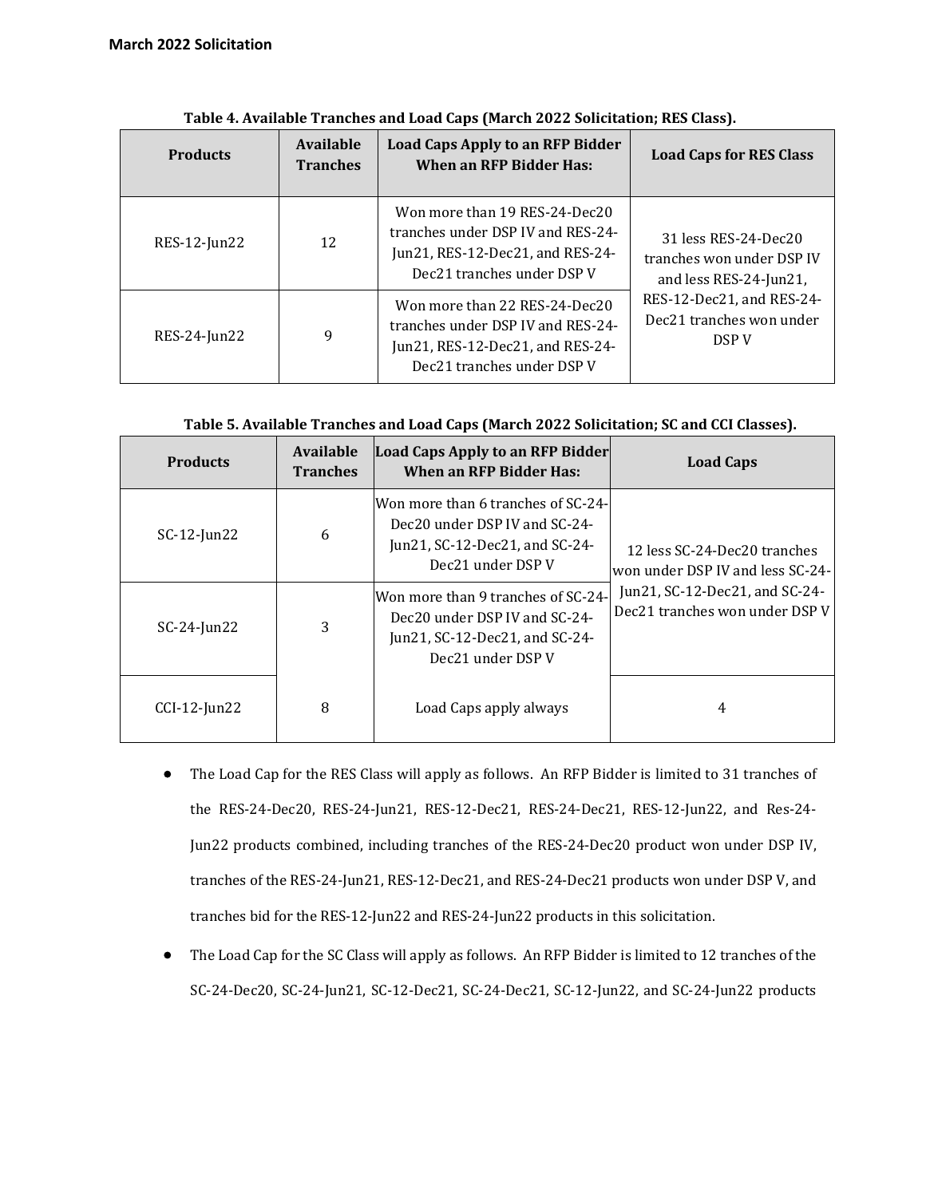**March 2022 Solicitation**

**Table 4. Available Tranches and Load Caps (March 2022 Solicitation; RES Class).**

| Products | Available Tranches | Load Caps Apply to an RFP Bidder When an RFP Bidder Has: | Load Caps for RES Class |
|---|---|---|---|
| RES-12-Jun22 | 12 | Won more than 19 RES-24-Dec20 tranches under DSP IV and RES-24-Jun21, RES-12-Dec21, and RES-24-Dec21 tranches under DSP V | 31 less RES-24-Dec20 tranches won under DSP IV and less RES-24-Jun21, RES-12-Dec21, and RES-24-Dec21 tranches won under DSP V |
| RES-24-Jun22 | 9 | Won more than 22 RES-24-Dec20 tranches under DSP IV and RES-24-Jun21, RES-12-Dec21, and RES-24-Dec21 tranches under DSP V | |

**Table 5. Available Tranches and Load Caps (March 2022 Solicitation; SC and CCI Classes).**

| Products | Available Tranches | Load Caps Apply to an RFP Bidder When an RFP Bidder Has: | Load Caps |
|---|---|---|---|
| SC-12-Jun22 | 6 | Won more than 6 tranches of SC-24-Dec20 under DSP IV and SC-24-Jun21, SC-12-Dec21, and SC-24-Dec21 under DSP V | 12 less SC-24-Dec20 tranches won under DSP IV and less SC-24-Jun21, SC-12-Dec21, and SC-24-Dec21 tranches won under DSP V |
| SC-24-Jun22 | 3 | Won more than 9 tranches of SC-24-Dec20 under DSP IV and SC-24-Jun21, SC-12-Dec21, and SC-24-Dec21 under DSP V | |
| CCI-12-Jun22 | 8 | Load Caps apply always | 4 |

- The Load Cap for the RES Class will apply as follows. An RFP Bidder is limited to 31 tranches of the RES-24-Dec20, RES-24-Jun21, RES-12-Dec21, RES-24-Dec21, RES-12-Jun22, and Res-24-Jun22 products combined, including tranches of the RES-24-Dec20 product won under DSP IV, tranches of the RES-24-Jun21, RES-12-Dec21, and RES-24-Dec21 products won under DSP V, and tranches bid for the RES-12-Jun22 and RES-24-Jun22 products in this solicitation.
- The Load Cap for the SC Class will apply as follows. An RFP Bidder is limited to 12 tranches of the SC-24-Dec20, SC-24-Jun21, SC-12-Dec21, SC-24-Dec21, SC-12-Jun22, and SC-24-Jun22 products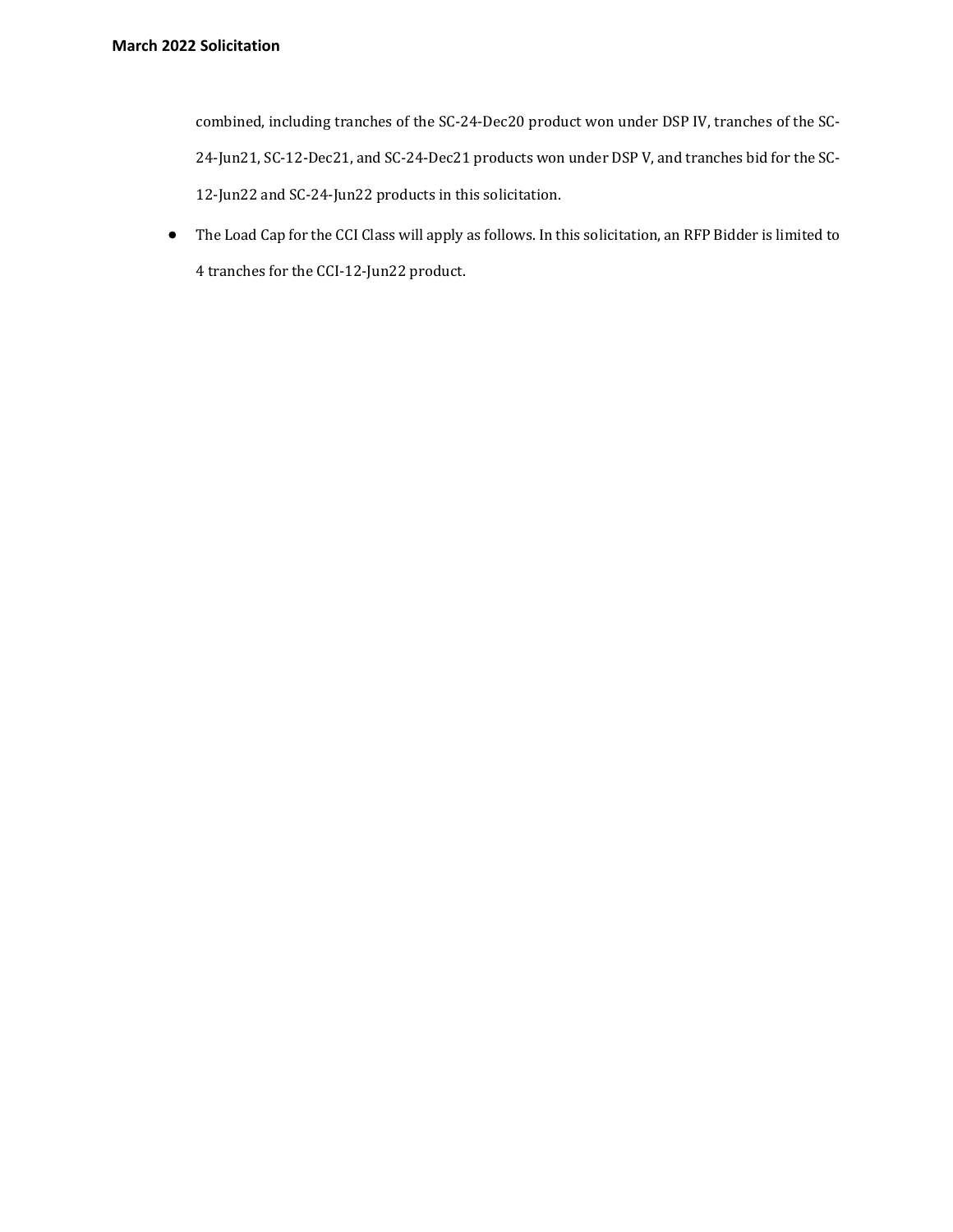combined, including tranches of the SC-24-Dec20 product won under DSP IV, tranches of the SC-24-Jun21, SC-12-Dec21, and SC-24-Dec21 products won under DSP V, and tranches bid for the SC-12-Jun22 and SC-24-Jun22 products in this solicitation.

- The Load Cap for the CCI Class will apply as follows. In this solicitation, an RFP Bidder is limited to 4 tranches for the CCI-12-Jun22 product.